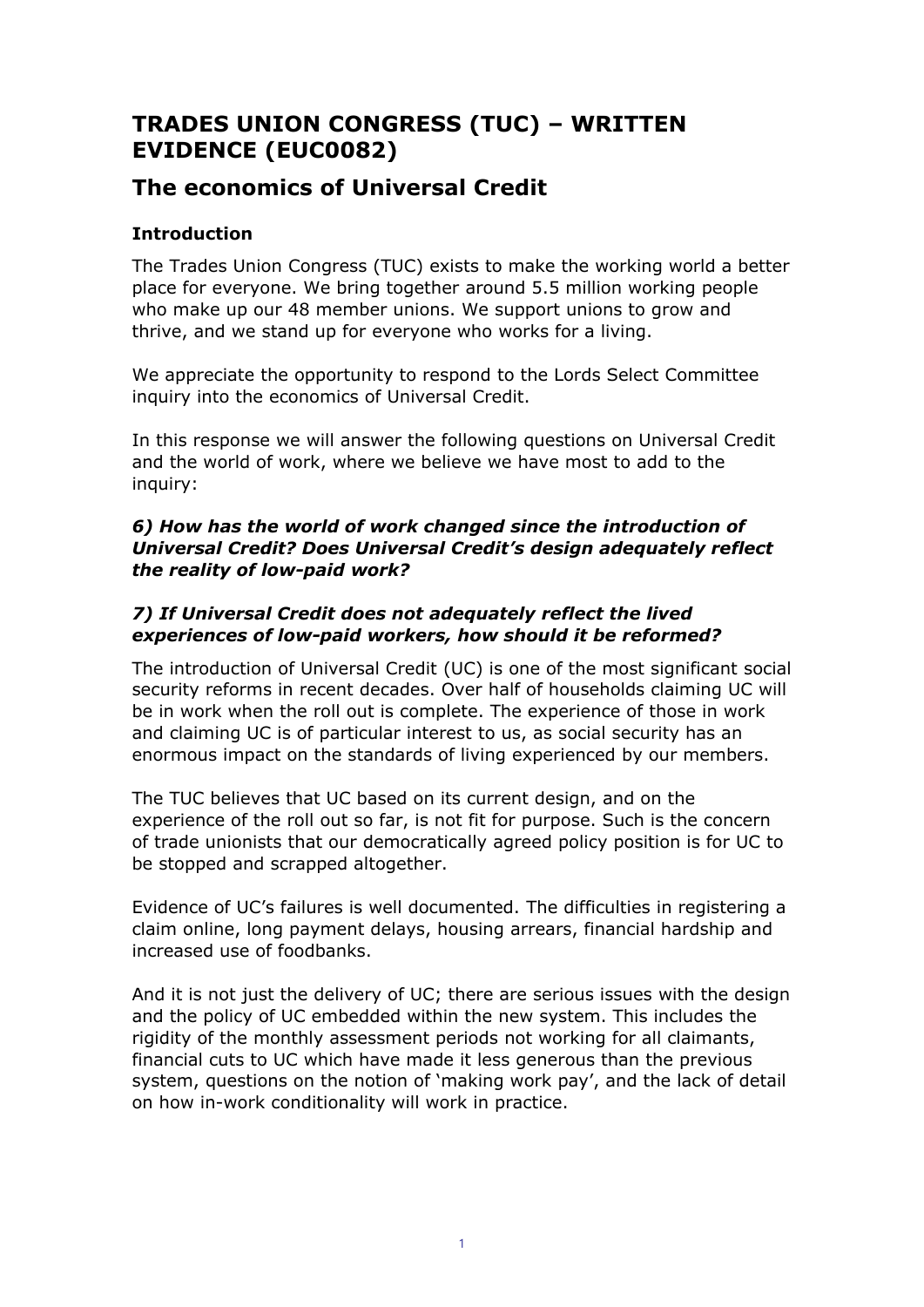# TRADES UNION CONGRESS (TUC) – WRITTEN EVIDENCE (EUC0082)

## The economics of Universal Credit

### Introduction

The Trades Union Congress (TUC) exists to make the working world a better place for everyone. We bring together around 5.5 million working people who make up our 48 member unions. We support unions to grow and thrive, and we stand up for everyone who works for a living.

We appreciate the opportunity to respond to the Lords Select Committee inquiry into the economics of Universal Credit.

In this response we will answer the following questions on Universal Credit and the world of work, where we believe we have most to add to the inquiry:

#### *6) How has the world of work changed since the introduction of Universal Credit? Does Universal Credit's design adequately reflect the reality of low-paid work?*

#### *7) If Universal Credit does not adequately reflect the lived experiences of low-paid workers, how should it be reformed?*

The introduction of Universal Credit (UC) is one of the most significant social security reforms in recent decades. Over half of households claiming UC will be in work when the roll out is complete. The experience of those in work and claiming UC is of particular interest to us, as social security has an enormous impact on the standards of living experienced by our members.

The TUC believes that UC based on its current design, and on the experience of the roll out so far, is not fit for purpose. Such is the concern of trade unionists that our democratically agreed policy position is for UC to be stopped and scrapped altogether.

Evidence of UC's failures is well documented. The difficulties in registering a claim online, long payment delays, housing arrears, financial hardship and increased use of foodbanks.

And it is not just the delivery of UC; there are serious issues with the design and the policy of UC embedded within the new system. This includes the rigidity of the monthly assessment periods not working for all claimants, financial cuts to UC which have made it less generous than the previous system, questions on the notion of 'making work pay', and the lack of detail on how in-work conditionality will work in practice.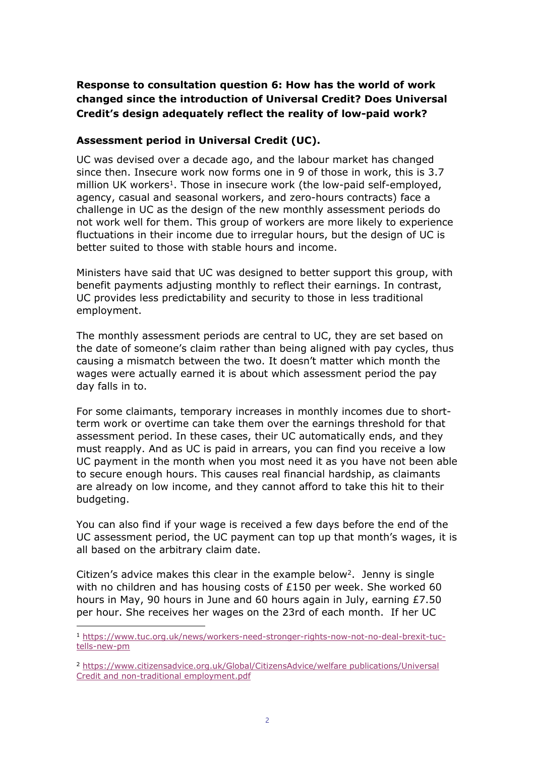**Response to consultation question 6: How has the world of work changed since the introduction of Universal Credit? Does Universal Credit's design adequately reflect the reality of low-paid work?**

**Assessment period in Universal Credit (UC).**

UC was devised over a decade ago, and the labour market has changed since then. Insecure work now forms one in 9 of those in work, this is 3.7 million UK workers[1]. Those in insecure work (the low-paid self-employed, agency, casual and seasonal workers, and zero-hours contracts) face a challenge in UC as the design of the new monthly assessment periods do not work well for them. This group of workers are more likely to experience fluctuations in their income due to irregular hours, but the design of UC is better suited to those with stable hours and income.

Ministers have said that UC was designed to better support this group, with benefit payments adjusting monthly to reflect their earnings. In contrast, UC provides less predictability and security to those in less traditional employment.

The monthly assessment periods are central to UC, they are set based on the date of someone's claim rather than being aligned with pay cycles, thus causing a mismatch between the two. It doesn't matter which month the wages were actually earned it is about which assessment period the pay day falls in to.

For some claimants, temporary increases in monthly incomes due to short-term work or overtime can take them over the earnings threshold for that assessment period. In these cases, their UC automatically ends, and they must reapply. And as UC is paid in arrears, you can find you receive a low UC payment in the month when you most need it as you have not been able to secure enough hours. This causes real financial hardship, as claimants are already on low income, and they cannot afford to take this hit to their budgeting.

You can also find if your wage is received a few days before the end of the UC assessment period, the UC payment can top up that month's wages, it is all based on the arbitrary claim date.

Citizen's advice makes this clear in the example below[2]. Jenny is single with no children and has housing costs of £150 per week. She worked 60 hours in May, 90 hours in June and 60 hours again in July, earning £7.50 per hour. She receives her wages on the 23rd of each month. If her UC

---

[1] https://www.tuc.org.uk/news/workers-need-stronger-rights-now-not-no-deal-brexit-tuc-tells-new-pm

[2] https://www.citizensadvice.org.uk/Global/CitizensAdvice/welfare publications/Universal Credit and non-traditional employment.pdf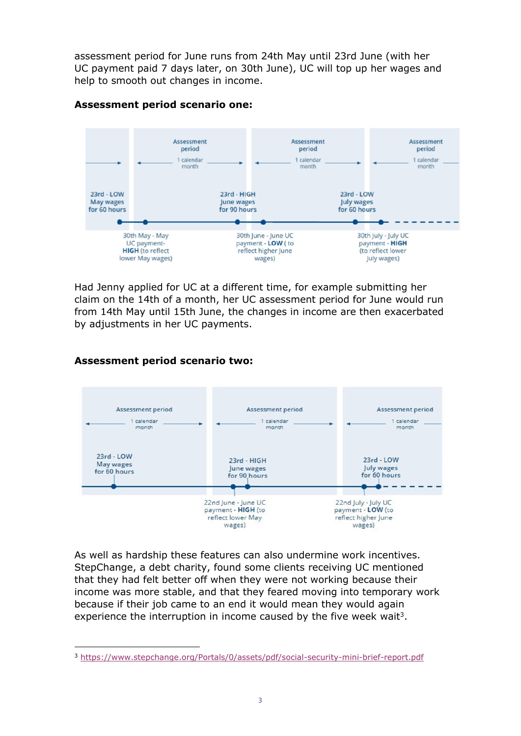assessment period for June runs from 24th May until 23rd June (with her UC payment paid 7 days later, on 30th June), UC will top up her wages and help to smooth out changes in income.

**Assessment period scenario one:**

Assessment period – 1 calendar month | Assessment period – 1 calendar month | Assessment period – 1 calendar month

23rd - LOW May wages for 60 hours

30th May - May UC payment- **HIGH** (to reflect lower May wages)

23rd - HIGH June wages for 90 hours

30th June - June UC payment - **LOW** ( to reflect higher June wages)

23rd - LOW July wages for 60 hours

30th July - July UC payment - **HIGH** (to reflect lower July wages)

Had Jenny applied for UC at a different time, for example submitting her claim on the 14th of a month, her UC assessment period for June would run from 14th May until 15th June, the changes in income are then exacerbated by adjustments in her UC payments.

**Assessment period scenario two:**

Assessment period – 1 calendar month | Assessment period – 1 calendar month | Assessment period – 1 calendar month

23rd - LOW May wages for 60 hours

22nd June - June UC payment - **HIGH** (to reflect lower May wages)

23rd - HIGH June wages for 90 hours

22nd July - July UC payment - **LOW** (to reflect higher June wages)

23rd - LOW July wages for 60 hours

As well as hardship these features can also undermine work incentives. StepChange, a debt charity, found some clients receiving UC mentioned that they had felt better off when they were not working because their income was more stable, and that they feared moving into temporary work because if their job came to an end it would mean they would again experience the interruption in income caused by the five week wait[3].

[3] https://www.stepchange.org/Portals/0/assets/pdf/social-security-mini-brief-report.pdf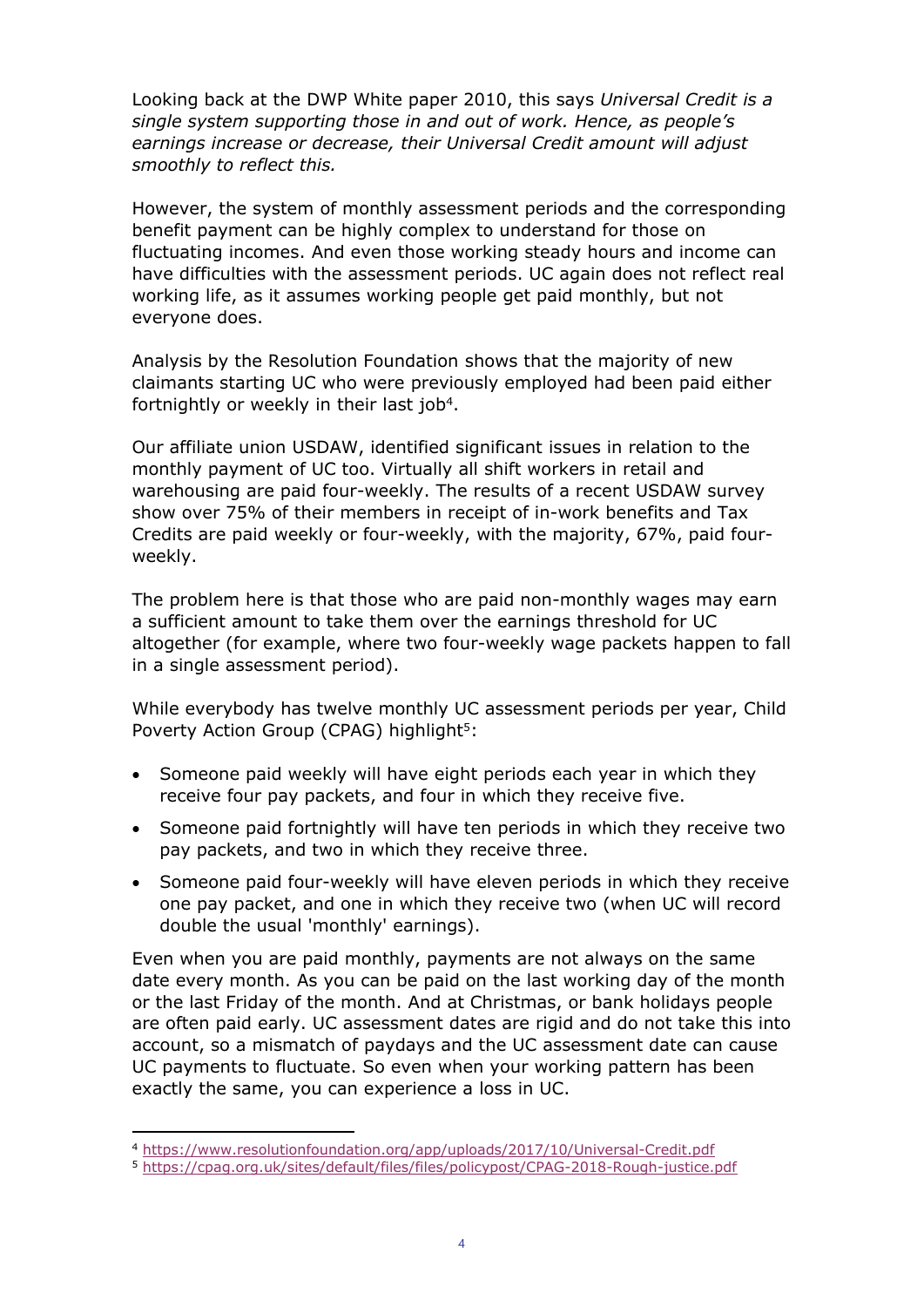Looking back at the DWP White paper 2010, this says *Universal Credit is a single system supporting those in and out of work. Hence, as people's earnings increase or decrease, their Universal Credit amount will adjust smoothly to reflect this.*

However, the system of monthly assessment periods and the corresponding benefit payment can be highly complex to understand for those on fluctuating incomes. And even those working steady hours and income can have difficulties with the assessment periods. UC again does not reflect real working life, as it assumes working people get paid monthly, but not everyone does.

Analysis by the Resolution Foundation shows that the majority of new claimants starting UC who were previously employed had been paid either fortnightly or weekly in their last job[4].

Our affiliate union USDAW, identified significant issues in relation to the monthly payment of UC too. Virtually all shift workers in retail and warehousing are paid four-weekly. The results of a recent USDAW survey show over 75% of their members in receipt of in-work benefits and Tax Credits are paid weekly or four-weekly, with the majority, 67%, paid four-weekly.

The problem here is that those who are paid non-monthly wages may earn a sufficient amount to take them over the earnings threshold for UC altogether (for example, where two four-weekly wage packets happen to fall in a single assessment period).

While everybody has twelve monthly UC assessment periods per year, Child Poverty Action Group (CPAG) highlight[5]:

- Someone paid weekly will have eight periods each year in which they receive four pay packets, and four in which they receive five.
- Someone paid fortnightly will have ten periods in which they receive two pay packets, and two in which they receive three.
- Someone paid four-weekly will have eleven periods in which they receive one pay packet, and one in which they receive two (when UC will record double the usual 'monthly' earnings).

Even when you are paid monthly, payments are not always on the same date every month. As you can be paid on the last working day of the month or the last Friday of the month. And at Christmas, or bank holidays people are often paid early. UC assessment dates are rigid and do not take this into account, so a mismatch of paydays and the UC assessment date can cause UC payments to fluctuate. So even when your working pattern has been exactly the same, you can experience a loss in UC.

---

[4] https://www.resolutionfoundation.org/app/uploads/2017/10/Universal-Credit.pdf

[5] https://cpag.org.uk/sites/default/files/files/policypost/CPAG-2018-Rough-justice.pdf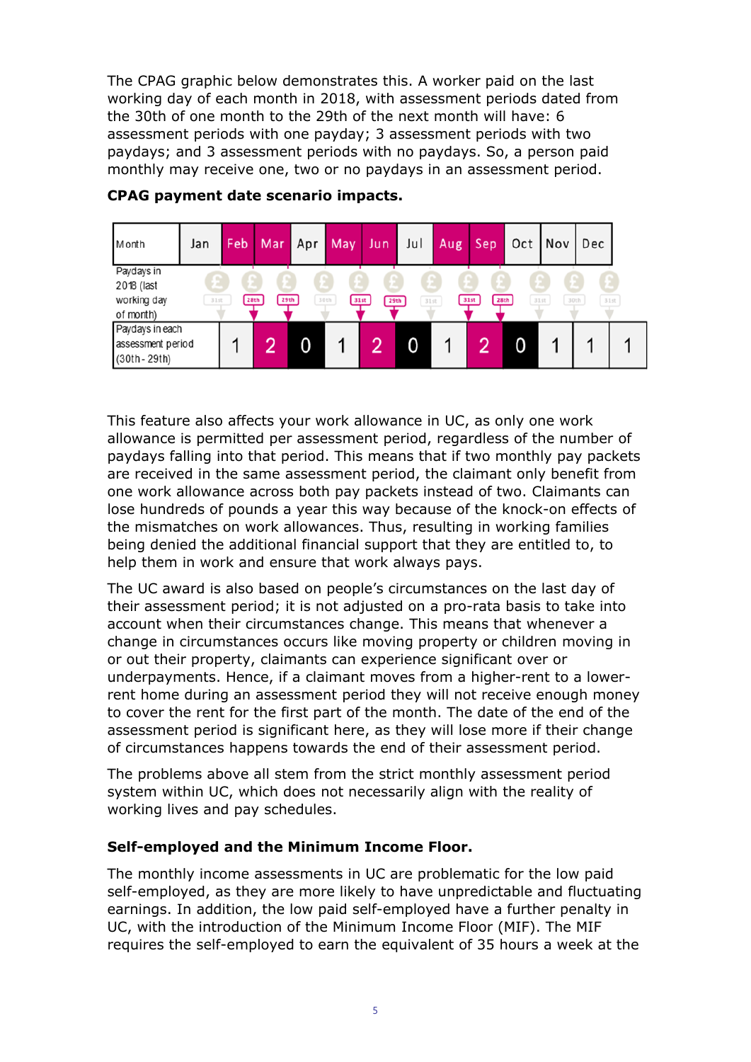The CPAG graphic below demonstrates this. A worker paid on the last working day of each month in 2018, with assessment periods dated from the 30th of one month to the 29th of the next month will have: 6 assessment periods with one payday; 3 assessment periods with two paydays; and 3 assessment periods with no paydays. So, a person paid monthly may receive one, two or no paydays in an assessment period.

**CPAG payment date scenario impacts.**

| Month | Jan | Feb | Mar | Apr | May | Jun | Jul | Aug | Sep | Oct | Nov | Dec |
|---|---|---|---|---|---|---|---|---|---|---|---|---|
| Paydays in 2018 (last working day of month) | 31st | 28th | 29th | 30th | 31st | 29th | 31st | 31st | 28th | 31st | 30th | 31st |
| Paydays in each assessment period (30th - 29th) | 1 | 2 | 0 | 1 | 2 | 0 | 1 | 2 | 0 | 1 | 1 | 1 |

This feature also affects your work allowance in UC, as only one work allowance is permitted per assessment period, regardless of the number of paydays falling into that period. This means that if two monthly pay packets are received in the same assessment period, the claimant only benefit from one work allowance across both pay packets instead of two. Claimants can lose hundreds of pounds a year this way because of the knock-on effects of the mismatches on work allowances. Thus, resulting in working families being denied the additional financial support that they are entitled to, to help them in work and ensure that work always pays.

The UC award is also based on people's circumstances on the last day of their assessment period; it is not adjusted on a pro-rata basis to take into account when their circumstances change. This means that whenever a change in circumstances occurs like moving property or children moving in or out their property, claimants can experience significant over or underpayments. Hence, if a claimant moves from a higher-rent to a lower-rent home during an assessment period they will not receive enough money to cover the rent for the first part of the month. The date of the end of the assessment period is significant here, as they will lose more if their change of circumstances happens towards the end of their assessment period.

The problems above all stem from the strict monthly assessment period system within UC, which does not necessarily align with the reality of working lives and pay schedules.

**Self-employed and the Minimum Income Floor.**

The monthly income assessments in UC are problematic for the low paid self-employed, as they are more likely to have unpredictable and fluctuating earnings. In addition, the low paid self-employed have a further penalty in UC, with the introduction of the Minimum Income Floor (MIF). The MIF requires the self-employed to earn the equivalent of 35 hours a week at the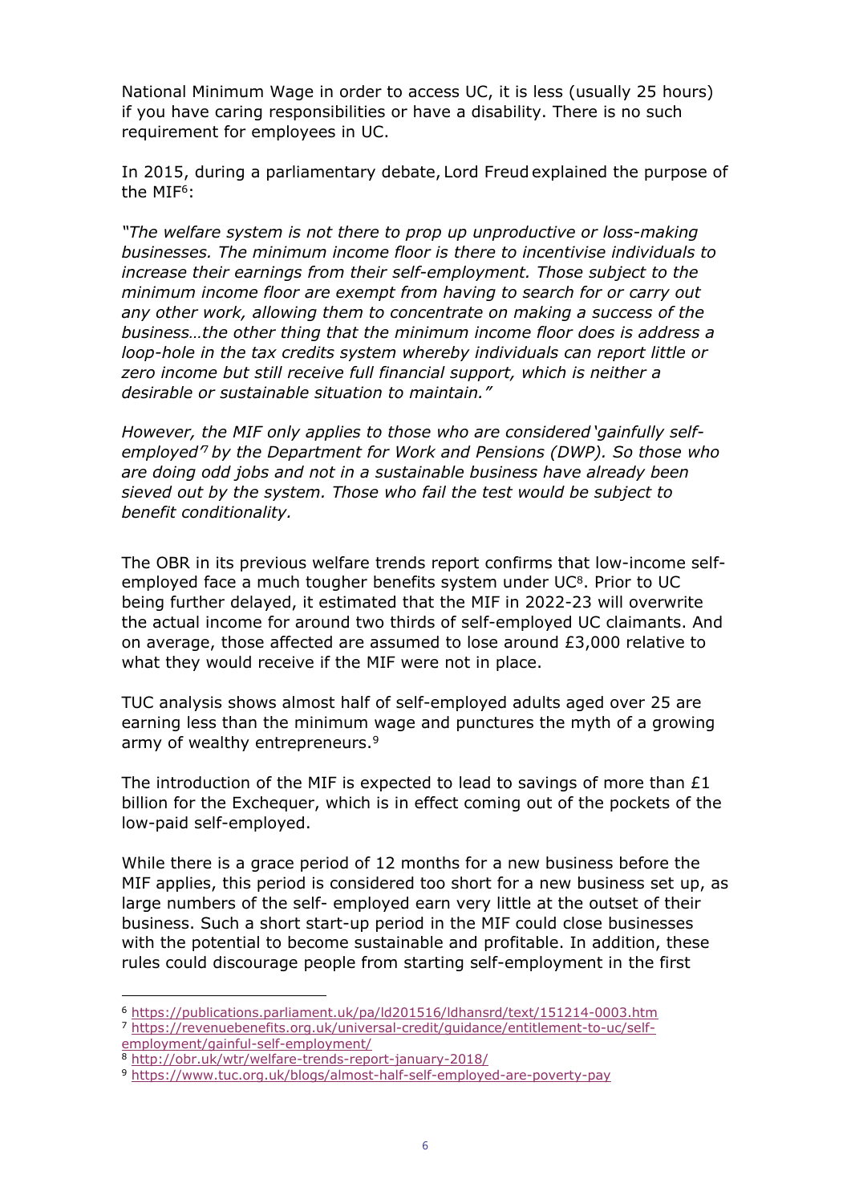National Minimum Wage in order to access UC, it is less (usually 25 hours) if you have caring responsibilities or have a disability. There is no such requirement for employees in UC.

In 2015, during a parliamentary debate, Lord Freud explained the purpose of the MIF[6]:

*"The welfare system is not there to prop up unproductive or loss-making businesses. The minimum income floor is there to incentivise individuals to increase their earnings from their self-employment. Those subject to the minimum income floor are exempt from having to search for or carry out any other work, allowing them to concentrate on making a success of the business…the other thing that the minimum income floor does is address a loop-hole in the tax credits system whereby individuals can report little or zero income but still receive full financial support, which is neither a desirable or sustainable situation to maintain."*

*However, the MIF only applies to those who are considered 'gainfully self-employed'[7] by the Department for Work and Pensions (DWP). So those who are doing odd jobs and not in a sustainable business have already been sieved out by the system. Those who fail the test would be subject to benefit conditionality.*

The OBR in its previous welfare trends report confirms that low-income self-employed face a much tougher benefits system under UC[8]. Prior to UC being further delayed, it estimated that the MIF in 2022-23 will overwrite the actual income for around two thirds of self-employed UC claimants. And on average, those affected are assumed to lose around £3,000 relative to what they would receive if the MIF were not in place.

TUC analysis shows almost half of self-employed adults aged over 25 are earning less than the minimum wage and punctures the myth of a growing army of wealthy entrepreneurs.[9]

The introduction of the MIF is expected to lead to savings of more than £1 billion for the Exchequer, which is in effect coming out of the pockets of the low-paid self-employed.

While there is a grace period of 12 months for a new business before the MIF applies, this period is considered too short for a new business set up, as large numbers of the self- employed earn very little at the outset of their business. Such a short start-up period in the MIF could close businesses with the potential to become sustainable and profitable. In addition, these rules could discourage people from starting self-employment in the first

---

[6] https://publications.parliament.uk/pa/ld201516/ldhansrd/text/151214-0003.htm

[7] https://revenuebenefits.org.uk/universal-credit/guidance/entitlement-to-uc/self-employment/gainful-self-employment/

[8] http://obr.uk/wtr/welfare-trends-report-january-2018/

[9] https://www.tuc.org.uk/blogs/almost-half-self-employed-are-poverty-pay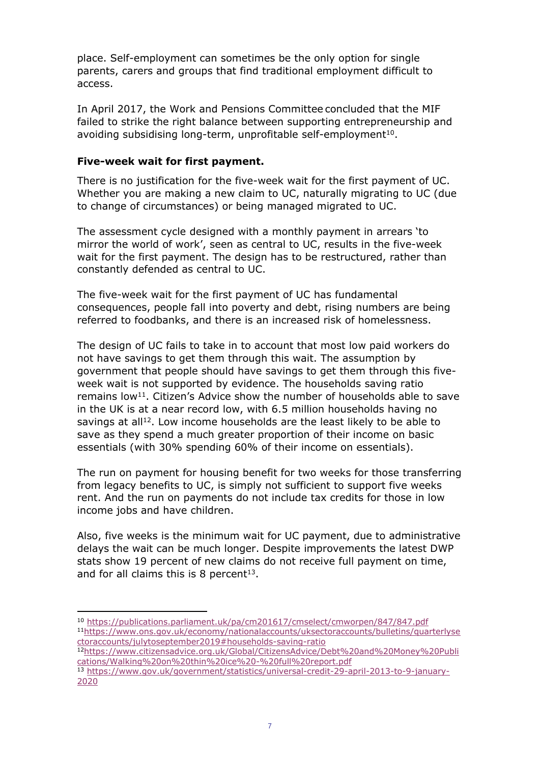place. Self-employment can sometimes be the only option for single parents, carers and groups that find traditional employment difficult to access.

In April 2017, the Work and Pensions Committee concluded that the MIF failed to strike the right balance between supporting entrepreneurship and avoiding subsidising long-term, unprofitable self-employment[10].

**Five-week wait for first payment.**

There is no justification for the five-week wait for the first payment of UC. Whether you are making a new claim to UC, naturally migrating to UC (due to change of circumstances) or being managed migrated to UC.

The assessment cycle designed with a monthly payment in arrears 'to mirror the world of work', seen as central to UC, results in the five-week wait for the first payment. The design has to be restructured, rather than constantly defended as central to UC.

The five-week wait for the first payment of UC has fundamental consequences, people fall into poverty and debt, rising numbers are being referred to foodbanks, and there is an increased risk of homelessness.

The design of UC fails to take in to account that most low paid workers do not have savings to get them through this wait. The assumption by government that people should have savings to get them through this five-week wait is not supported by evidence. The households saving ratio remains low[11]. Citizen's Advice show the number of households able to save in the UK is at a near record low, with 6.5 million households having no savings at all[12]. Low income households are the least likely to be able to save as they spend a much greater proportion of their income on basic essentials (with 30% spending 60% of their income on essentials).

The run on payment for housing benefit for two weeks for those transferring from legacy benefits to UC, is simply not sufficient to support five weeks rent. And the run on payments do not include tax credits for those in low income jobs and have children.

Also, five weeks is the minimum wait for UC payment, due to administrative delays the wait can be much longer. Despite improvements the latest DWP stats show 19 percent of new claims do not receive full payment on time, and for all claims this is 8 percent[13].

---

[10] https://publications.parliament.uk/pa/cm201617/cmselect/cmworpen/847/847.pdf

[11] https://www.ons.gov.uk/economy/nationalaccounts/uksectoraccounts/bulletins/quarterlysectoraccounts/julytoseptember2019#households-saving-ratio

[12] https://www.citizensadvice.org.uk/Global/CitizensAdvice/Debt%20and%20Money%20Publications/Walking%20on%20thin%20ice%20-%20full%20report.pdf

[13] https://www.gov.uk/government/statistics/universal-credit-29-april-2013-to-9-january-2020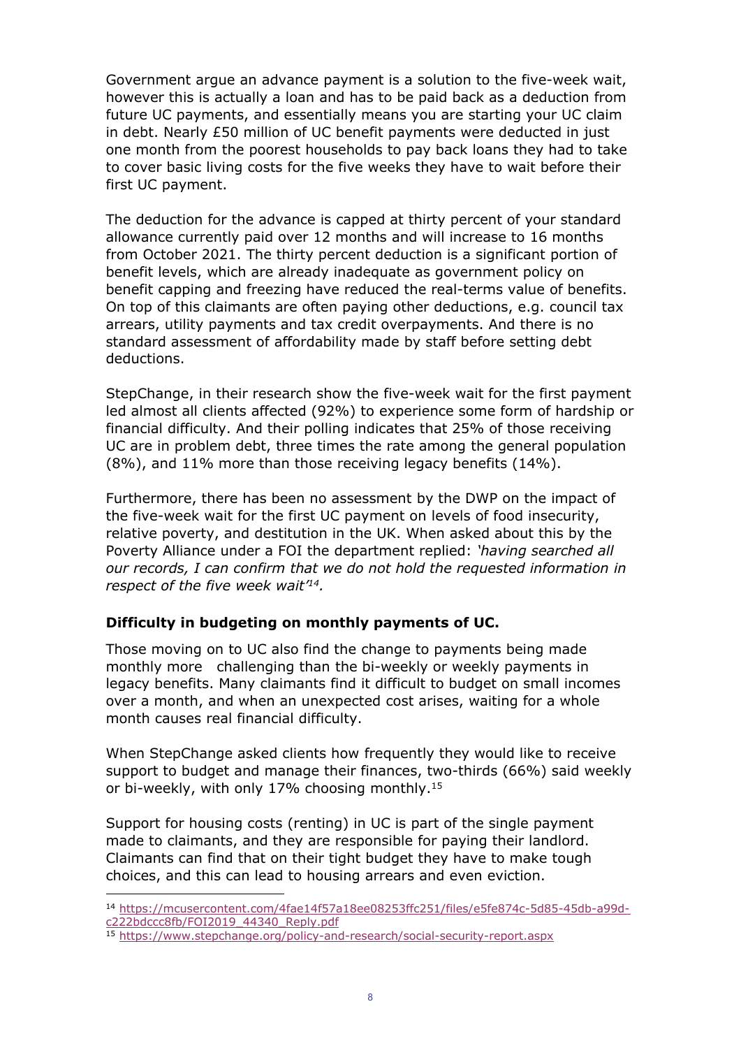Government argue an advance payment is a solution to the five-week wait, however this is actually a loan and has to be paid back as a deduction from future UC payments, and essentially means you are starting your UC claim in debt. Nearly £50 million of UC benefit payments were deducted in just one month from the poorest households to pay back loans they had to take to cover basic living costs for the five weeks they have to wait before their first UC payment.

The deduction for the advance is capped at thirty percent of your standard allowance currently paid over 12 months and will increase to 16 months from October 2021. The thirty percent deduction is a significant portion of benefit levels, which are already inadequate as government policy on benefit capping and freezing have reduced the real-terms value of benefits. On top of this claimants are often paying other deductions, e.g. council tax arrears, utility payments and tax credit overpayments. And there is no standard assessment of affordability made by staff before setting debt deductions.

StepChange, in their research show the five-week wait for the first payment led almost all clients affected (92%) to experience some form of hardship or financial difficulty. And their polling indicates that 25% of those receiving UC are in problem debt, three times the rate among the general population (8%), and 11% more than those receiving legacy benefits (14%).

Furthermore, there has been no assessment by the DWP on the impact of the five-week wait for the first UC payment on levels of food insecurity, relative poverty, and destitution in the UK. When asked about this by the Poverty Alliance under a FOI the department replied: *'having searched all our records, I can confirm that we do not hold the requested information in respect of the five week wait'*[14].

**Difficulty in budgeting on monthly payments of UC.**

Those moving on to UC also find the change to payments being made monthly more challenging than the bi-weekly or weekly payments in legacy benefits. Many claimants find it difficult to budget on small incomes over a month, and when an unexpected cost arises, waiting for a whole month causes real financial difficulty.

When StepChange asked clients how frequently they would like to receive support to budget and manage their finances, two-thirds (66%) said weekly or bi-weekly, with only 17% choosing monthly.[15]

Support for housing costs (renting) in UC is part of the single payment made to claimants, and they are responsible for paying their landlord. Claimants can find that on their tight budget they have to make tough choices, and this can lead to housing arrears and even eviction.

---

[14] https://mcusercontent.com/4fae14f57a18ee08253ffc251/files/e5fe874c-5d85-45db-a99d-c222bdccc8fb/FOI2019_44340_Reply.pdf

[15] https://www.stepchange.org/policy-and-research/social-security-report.aspx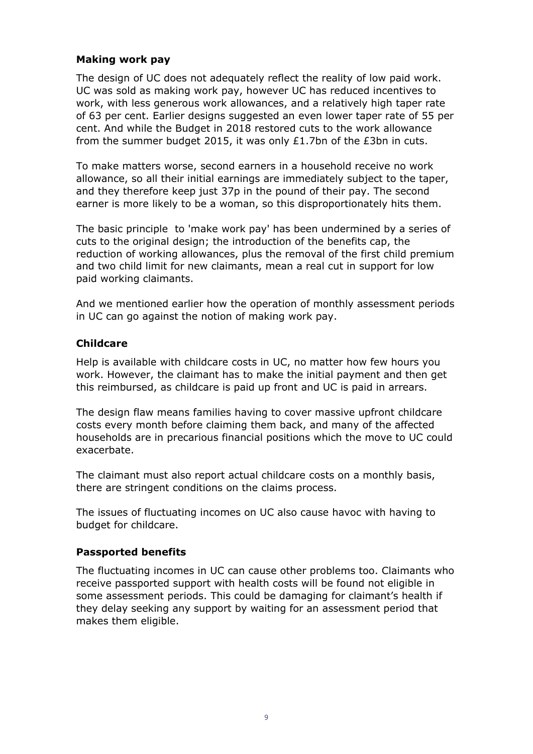**Making work pay**

The design of UC does not adequately reflect the reality of low paid work. UC was sold as making work pay, however UC has reduced incentives to work, with less generous work allowances, and a relatively high taper rate of 63 per cent. Earlier designs suggested an even lower taper rate of 55 per cent. And while the Budget in 2018 restored cuts to the work allowance from the summer budget 2015, it was only £1.7bn of the £3bn in cuts.

To make matters worse, second earners in a household receive no work allowance, so all their initial earnings are immediately subject to the taper, and they therefore keep just 37p in the pound of their pay. The second earner is more likely to be a woman, so this disproportionately hits them.

The basic principle to 'make work pay' has been undermined by a series of cuts to the original design; the introduction of the benefits cap, the reduction of working allowances, plus the removal of the first child premium and two child limit for new claimants, mean a real cut in support for low paid working claimants.

And we mentioned earlier how the operation of monthly assessment periods in UC can go against the notion of making work pay.

**Childcare**

Help is available with childcare costs in UC, no matter how few hours you work. However, the claimant has to make the initial payment and then get this reimbursed, as childcare is paid up front and UC is paid in arrears.

The design flaw means families having to cover massive upfront childcare costs every month before claiming them back, and many of the affected households are in precarious financial positions which the move to UC could exacerbate.

The claimant must also report actual childcare costs on a monthly basis, there are stringent conditions on the claims process.

The issues of fluctuating incomes on UC also cause havoc with having to budget for childcare.

**Passported benefits**

The fluctuating incomes in UC can cause other problems too. Claimants who receive passported support with health costs will be found not eligible in some assessment periods. This could be damaging for claimant's health if they delay seeking any support by waiting for an assessment period that makes them eligible.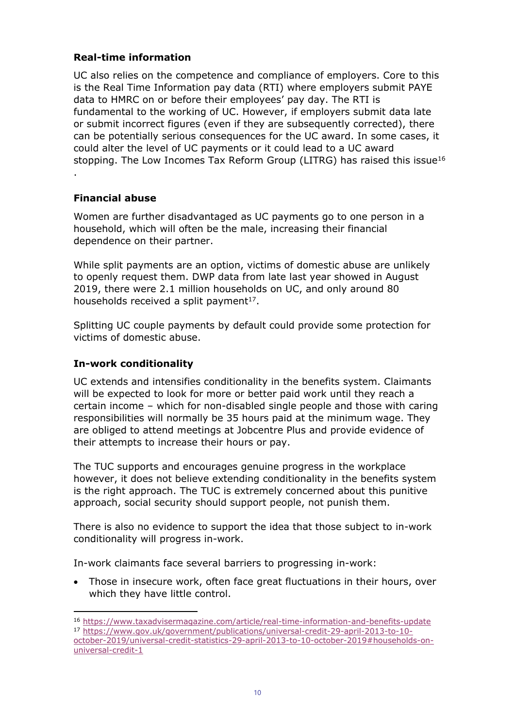### Real-time information

UC also relies on the competence and compliance of employers. Core to this is the Real Time Information pay data (RTI) where employers submit PAYE data to HMRC on or before their employees' pay day. The RTI is fundamental to the working of UC. However, if employers submit data late or submit incorrect figures (even if they are subsequently corrected), there can be potentially serious consequences for the UC award. In some cases, it could alter the level of UC payments or it could lead to a UC award stopping. The Low Incomes Tax Reform Group (LITRG) has raised this issue[16].

### Financial abuse

Women are further disadvantaged as UC payments go to one person in a household, which will often be the male, increasing their financial dependence on their partner.

While split payments are an option, victims of domestic abuse are unlikely to openly request them. DWP data from late last year showed in August 2019, there were 2.1 million households on UC, and only around 80 households received a split payment[17].

Splitting UC couple payments by default could provide some protection for victims of domestic abuse.

### In-work conditionality

UC extends and intensifies conditionality in the benefits system. Claimants will be expected to look for more or better paid work until they reach a certain income – which for non-disabled single people and those with caring responsibilities will normally be 35 hours paid at the minimum wage. They are obliged to attend meetings at Jobcentre Plus and provide evidence of their attempts to increase their hours or pay.

The TUC supports and encourages genuine progress in the workplace however, it does not believe extending conditionality in the benefits system is the right approach. The TUC is extremely concerned about this punitive approach, social security should support people, not punish them.

There is also no evidence to support the idea that those subject to in-work conditionality will progress in-work.

In-work claimants face several barriers to progressing in-work:

- Those in insecure work, often face great fluctuations in their hours, over which they have little control.

---

[16] https://www.taxadvisermagazine.com/article/real-time-information-and-benefits-update

[17] https://www.gov.uk/government/publications/universal-credit-29-april-2013-to-10-october-2019/universal-credit-statistics-29-april-2013-to-10-october-2019#households-on-universal-credit-1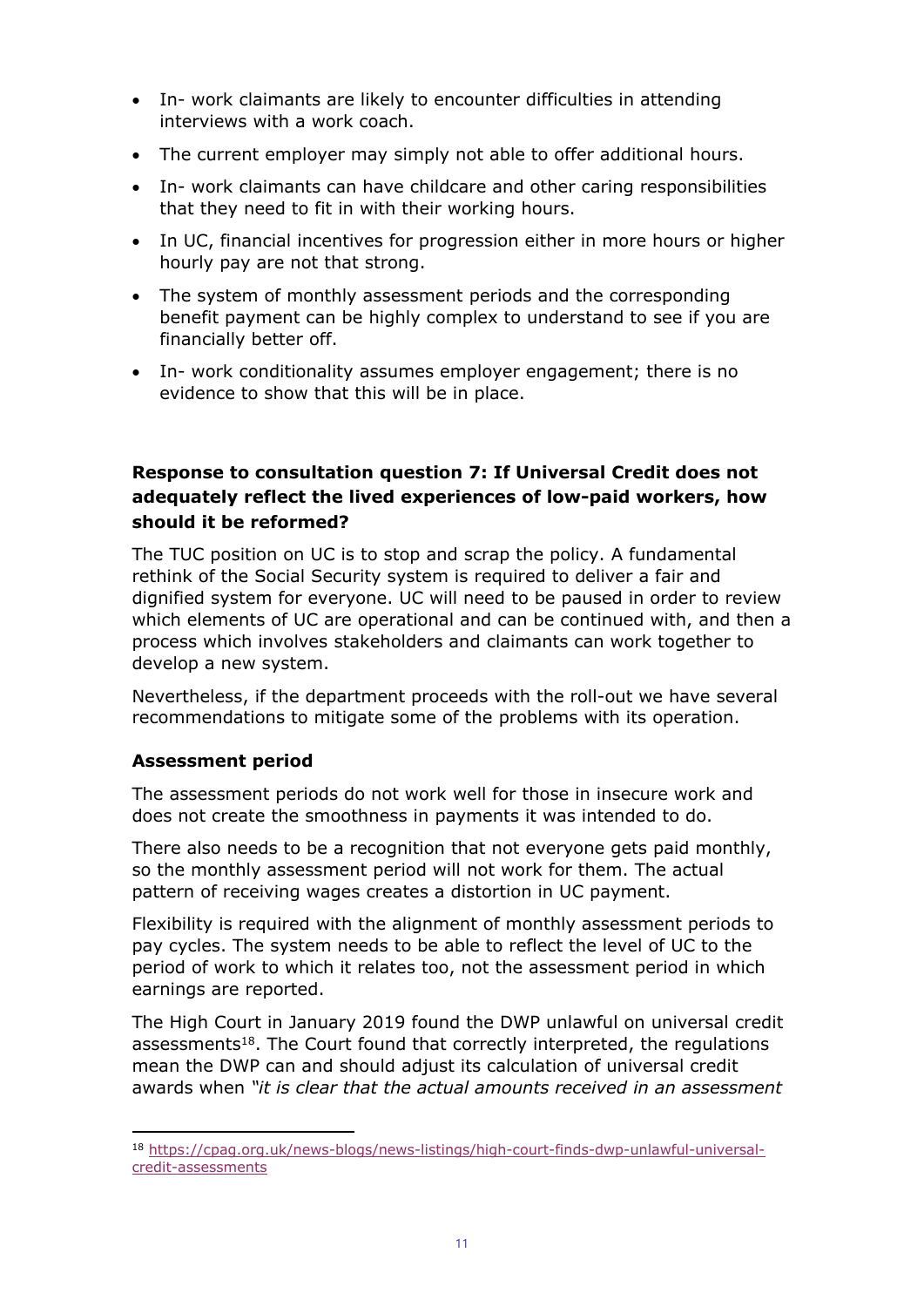- In- work claimants are likely to encounter difficulties in attending interviews with a work coach.
- The current employer may simply not able to offer additional hours.
- In- work claimants can have childcare and other caring responsibilities that they need to fit in with their working hours.
- In UC, financial incentives for progression either in more hours or higher hourly pay are not that strong.
- The system of monthly assessment periods and the corresponding benefit payment can be highly complex to understand to see if you are financially better off.
- In- work conditionality assumes employer engagement; there is no evidence to show that this will be in place.

### Response to consultation question 7: If Universal Credit does not adequately reflect the lived experiences of low-paid workers, how should it be reformed?

The TUC position on UC is to stop and scrap the policy. A fundamental rethink of the Social Security system is required to deliver a fair and dignified system for everyone. UC will need to be paused in order to review which elements of UC are operational and can be continued with, and then a process which involves stakeholders and claimants can work together to develop a new system.

Nevertheless, if the department proceeds with the roll-out we have several recommendations to mitigate some of the problems with its operation.

#### Assessment period

The assessment periods do not work well for those in insecure work and does not create the smoothness in payments it was intended to do.

There also needs to be a recognition that not everyone gets paid monthly, so the monthly assessment period will not work for them. The actual pattern of receiving wages creates a distortion in UC payment.

Flexibility is required with the alignment of monthly assessment periods to pay cycles. The system needs to be able to reflect the level of UC to the period of work to which it relates too, not the assessment period in which earnings are reported.

The High Court in January 2019 found the DWP unlawful on universal credit assessments[18]. The Court found that correctly interpreted, the regulations mean the DWP can and should adjust its calculation of universal credit awards when *"it is clear that the actual amounts received in an assessment*

---

[18] https://cpag.org.uk/news-blogs/news-listings/high-court-finds-dwp-unlawful-universal-credit-assessments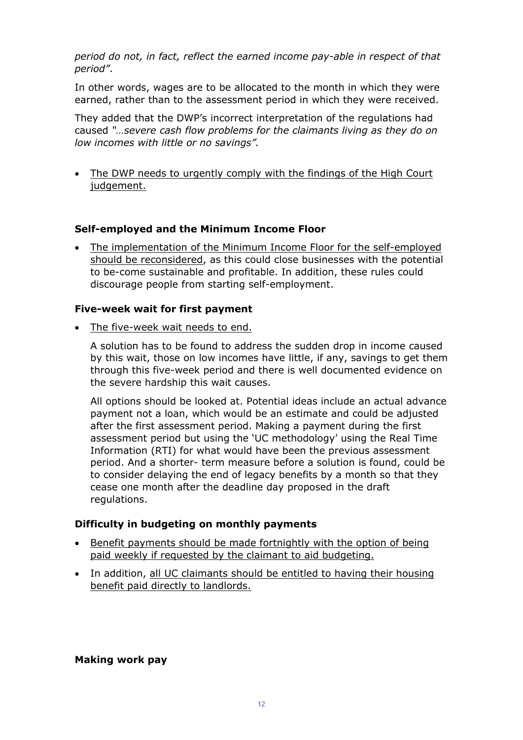*period do not, in fact, reflect the earned income pay-able in respect of that period"*.

In other words, wages are to be allocated to the month in which they were earned, rather than to the assessment period in which they were received.

They added that the DWP's incorrect interpretation of the regulations had caused *"…severe cash flow problems for the claimants living as they do on low incomes with little or no savings".*

- <u>The DWP needs to urgently comply with the findings of the High Court judgement.</u>

**Self-employed and the Minimum Income Floor**

- <u>The implementation of the Minimum Income Floor for the self-employed should be reconsidered</u>, as this could close businesses with the potential to be-come sustainable and profitable. In addition, these rules could discourage people from starting self-employment.

**Five-week wait for first payment**

- <u>The five-week wait needs to end.</u>

  A solution has to be found to address the sudden drop in income caused by this wait, those on low incomes have little, if any, savings to get them through this five-week period and there is well documented evidence on the severe hardship this wait causes.

  All options should be looked at. Potential ideas include an actual advance payment not a loan, which would be an estimate and could be adjusted after the first assessment period. Making a payment during the first assessment period but using the 'UC methodology' using the Real Time Information (RTI) for what would have been the previous assessment period. And a shorter- term measure before a solution is found, could be to consider delaying the end of legacy benefits by a month so that they cease one month after the deadline day proposed in the draft regulations.

**Difficulty in budgeting on monthly payments**

- <u>Benefit payments should be made fortnightly with the option of being paid weekly if requested by the claimant to aid budgeting.</u>
- In addition, <u>all UC claimants should be entitled to having their housing benefit paid directly to landlords.</u>

**Making work pay**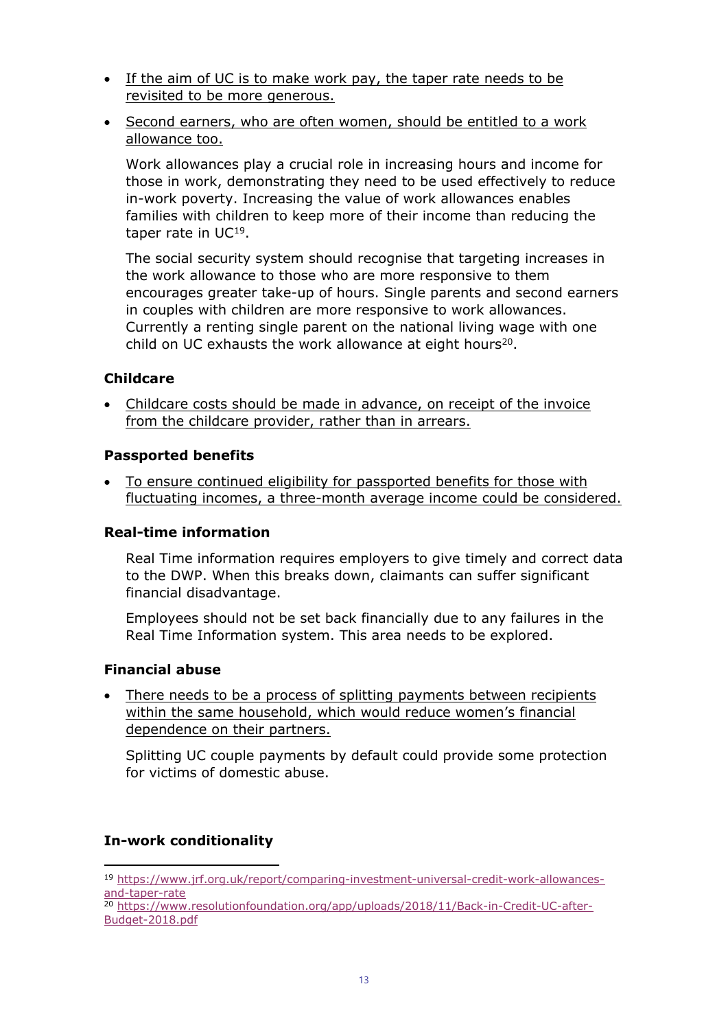- If the aim of UC is to make work pay, the taper rate needs to be revisited to be more generous.
- Second earners, who are often women, should be entitled to a work allowance too.

  Work allowances play a crucial role in increasing hours and income for those in work, demonstrating they need to be used effectively to reduce in-work poverty. Increasing the value of work allowances enables families with children to keep more of their income than reducing the taper rate in UC[19].

  The social security system should recognise that targeting increases in the work allowance to those who are more responsive to them encourages greater take-up of hours. Single parents and second earners in couples with children are more responsive to work allowances. Currently a renting single parent on the national living wage with one child on UC exhausts the work allowance at eight hours[20].

### Childcare

- Childcare costs should be made in advance, on receipt of the invoice from the childcare provider, rather than in arrears.

### Passported benefits

- To ensure continued eligibility for passported benefits for those with fluctuating incomes, a three-month average income could be considered.

### Real-time information

Real Time information requires employers to give timely and correct data to the DWP. When this breaks down, claimants can suffer significant financial disadvantage.

Employees should not be set back financially due to any failures in the Real Time Information system. This area needs to be explored.

### Financial abuse

- There needs to be a process of splitting payments between recipients within the same household, which would reduce women's financial dependence on their partners.

  Splitting UC couple payments by default could provide some protection for victims of domestic abuse.

### In-work conditionality

---

[19] https://www.jrf.org.uk/report/comparing-investment-universal-credit-work-allowances-and-taper-rate

[20] https://www.resolutionfoundation.org/app/uploads/2018/11/Back-in-Credit-UC-after-Budget-2018.pdf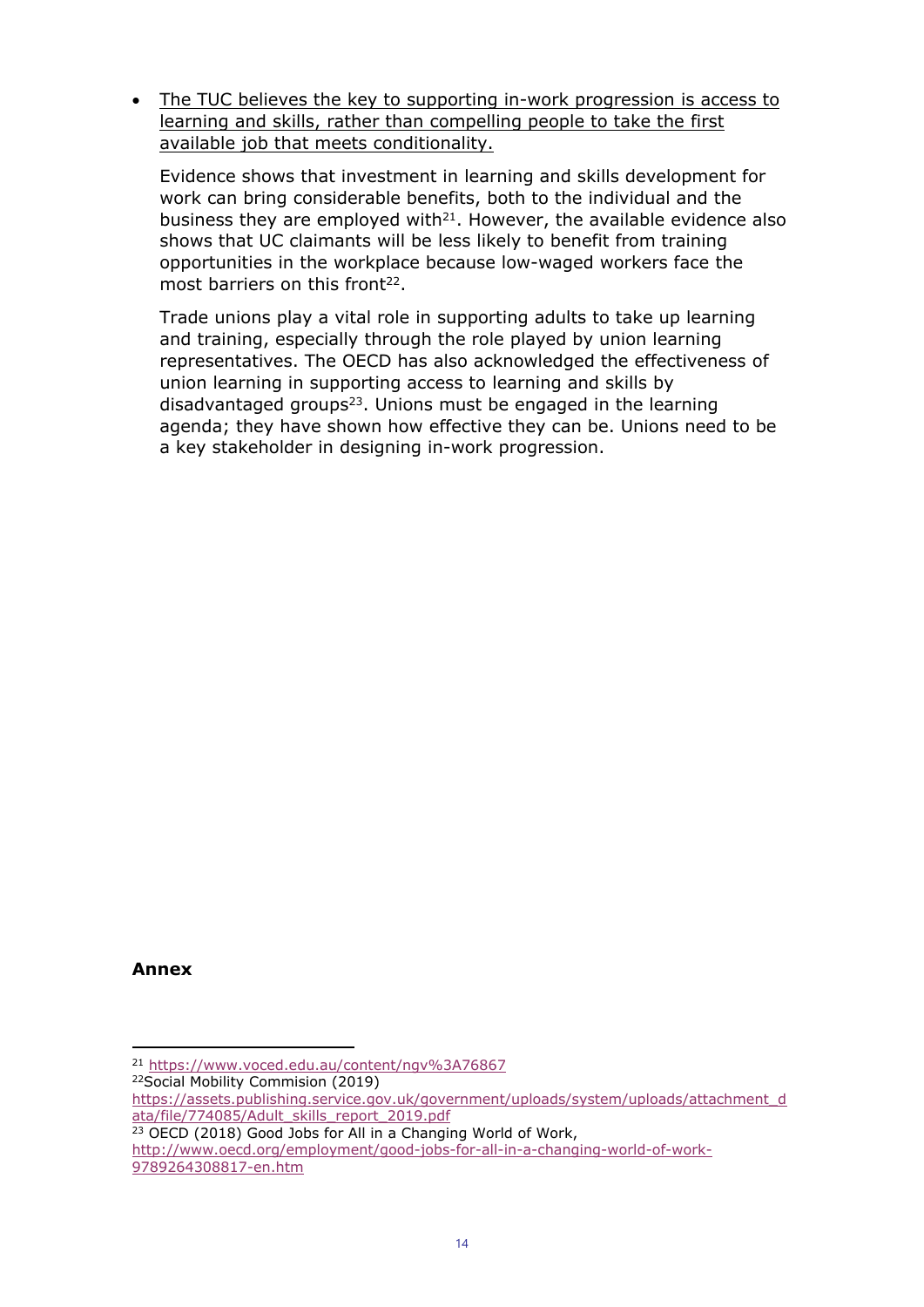- The TUC believes the key to supporting in-work progression is access to learning and skills, rather than compelling people to take the first available job that meets conditionality.

  Evidence shows that investment in learning and skills development for work can bring considerable benefits, both to the individual and the business they are employed with[21]. However, the available evidence also shows that UC claimants will be less likely to benefit from training opportunities in the workplace because low-waged workers face the most barriers on this front[22].

  Trade unions play a vital role in supporting adults to take up learning and training, especially through the role played by union learning representatives. The OECD has also acknowledged the effectiveness of union learning in supporting access to learning and skills by disadvantaged groups[23]. Unions must be engaged in the learning agenda; they have shown how effective they can be. Unions need to be a key stakeholder in designing in-work progression.

**Annex**

---

[21] https://www.voced.edu.au/content/ngv%3A76867

[22] Social Mobility Commision (2019) https://assets.publishing.service.gov.uk/government/uploads/system/uploads/attachment_data/file/774085/Adult_skills_report_2019.pdf

[23] OECD (2018) Good Jobs for All in a Changing World of Work, http://www.oecd.org/employment/good-jobs-for-all-in-a-changing-world-of-work-9789264308817-en.htm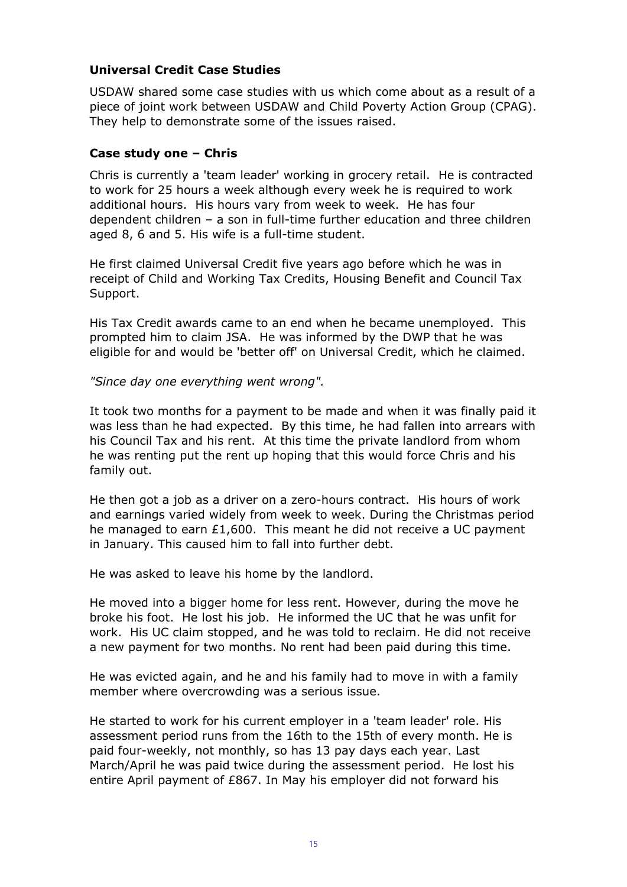### Universal Credit Case Studies

USDAW shared some case studies with us which come about as a result of a piece of joint work between USDAW and Child Poverty Action Group (CPAG). They help to demonstrate some of the issues raised.

### Case study one – Chris

Chris is currently a 'team leader' working in grocery retail. He is contracted to work for 25 hours a week although every week he is required to work additional hours. His hours vary from week to week. He has four dependent children – a son in full-time further education and three children aged 8, 6 and 5. His wife is a full-time student.

He first claimed Universal Credit five years ago before which he was in receipt of Child and Working Tax Credits, Housing Benefit and Council Tax Support.

His Tax Credit awards came to an end when he became unemployed. This prompted him to claim JSA. He was informed by the DWP that he was eligible for and would be 'better off' on Universal Credit, which he claimed.

*"Since day one everything went wrong".*

It took two months for a payment to be made and when it was finally paid it was less than he had expected. By this time, he had fallen into arrears with his Council Tax and his rent. At this time the private landlord from whom he was renting put the rent up hoping that this would force Chris and his family out.

He then got a job as a driver on a zero-hours contract. His hours of work and earnings varied widely from week to week. During the Christmas period he managed to earn £1,600. This meant he did not receive a UC payment in January. This caused him to fall into further debt.

He was asked to leave his home by the landlord.

He moved into a bigger home for less rent. However, during the move he broke his foot. He lost his job. He informed the UC that he was unfit for work. His UC claim stopped, and he was told to reclaim. He did not receive a new payment for two months. No rent had been paid during this time.

He was evicted again, and he and his family had to move in with a family member where overcrowding was a serious issue.

He started to work for his current employer in a 'team leader' role. His assessment period runs from the 16th to the 15th of every month. He is paid four-weekly, not monthly, so has 13 pay days each year. Last March/April he was paid twice during the assessment period. He lost his entire April payment of £867. In May his employer did not forward his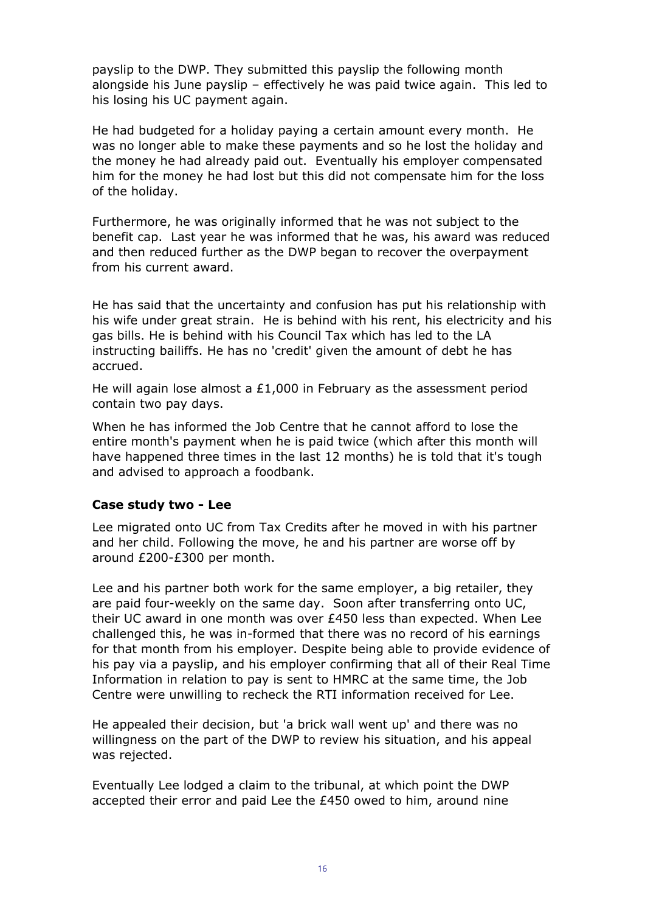payslip to the DWP. They submitted this payslip the following month alongside his June payslip – effectively he was paid twice again. This led to his losing his UC payment again.

He had budgeted for a holiday paying a certain amount every month. He was no longer able to make these payments and so he lost the holiday and the money he had already paid out. Eventually his employer compensated him for the money he had lost but this did not compensate him for the loss of the holiday.

Furthermore, he was originally informed that he was not subject to the benefit cap. Last year he was informed that he was, his award was reduced and then reduced further as the DWP began to recover the overpayment from his current award.

He has said that the uncertainty and confusion has put his relationship with his wife under great strain. He is behind with his rent, his electricity and his gas bills. He is behind with his Council Tax which has led to the LA instructing bailiffs. He has no 'credit' given the amount of debt he has accrued.

He will again lose almost a £1,000 in February as the assessment period contain two pay days.

When he has informed the Job Centre that he cannot afford to lose the entire month's payment when he is paid twice (which after this month will have happened three times in the last 12 months) he is told that it's tough and advised to approach a foodbank.

### Case study two - Lee

Lee migrated onto UC from Tax Credits after he moved in with his partner and her child. Following the move, he and his partner are worse off by around £200-£300 per month.

Lee and his partner both work for the same employer, a big retailer, they are paid four-weekly on the same day. Soon after transferring onto UC, their UC award in one month was over £450 less than expected. When Lee challenged this, he was in-formed that there was no record of his earnings for that month from his employer. Despite being able to provide evidence of his pay via a payslip, and his employer confirming that all of their Real Time Information in relation to pay is sent to HMRC at the same time, the Job Centre were unwilling to recheck the RTI information received for Lee.

He appealed their decision, but 'a brick wall went up' and there was no willingness on the part of the DWP to review his situation, and his appeal was rejected.

Eventually Lee lodged a claim to the tribunal, at which point the DWP accepted their error and paid Lee the £450 owed to him, around nine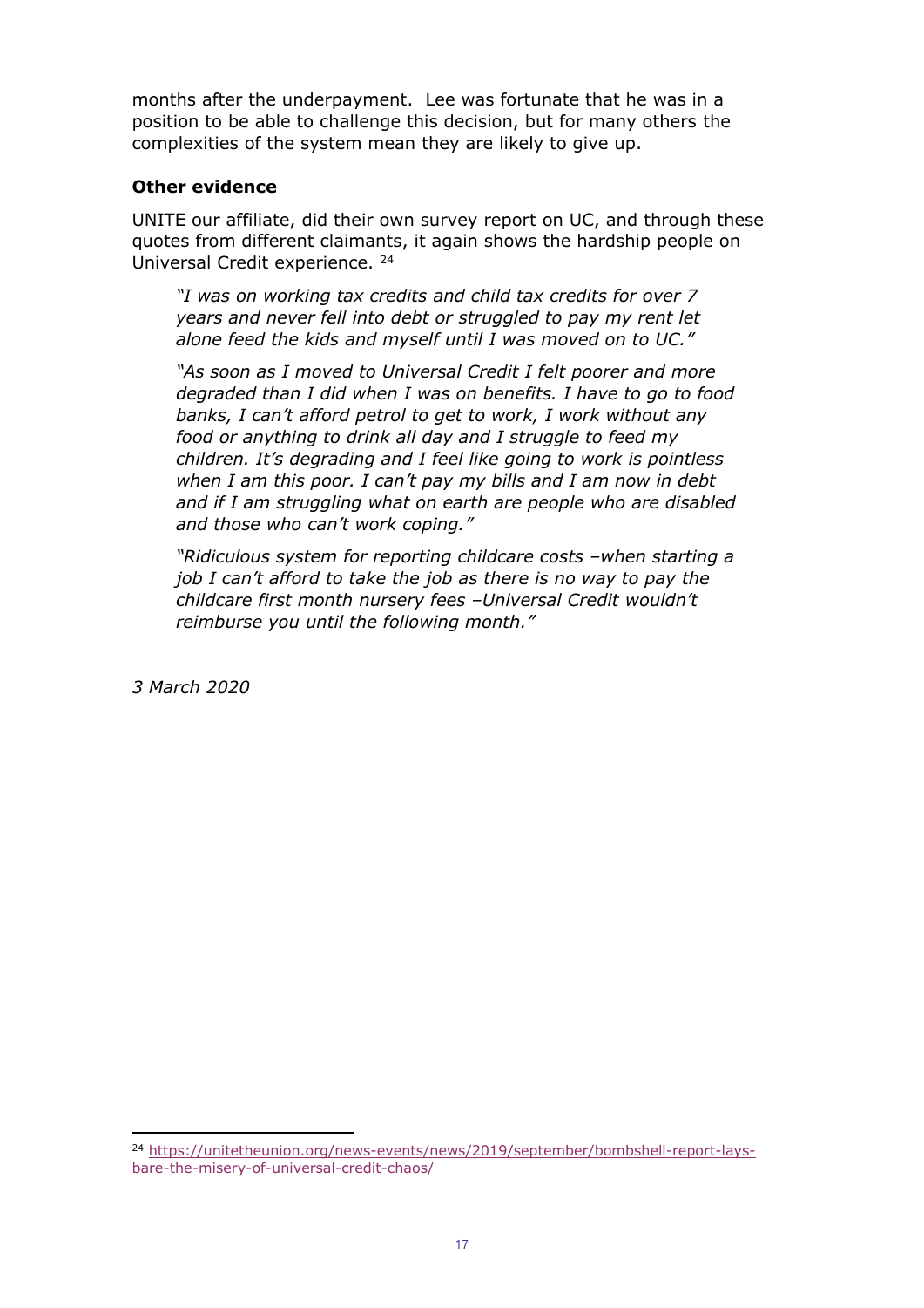months after the underpayment. Lee was fortunate that he was in a position to be able to challenge this decision, but for many others the complexities of the system mean they are likely to give up.

**Other evidence**

UNITE our affiliate, did their own survey report on UC, and through these quotes from different claimants, it again shows the hardship people on Universal Credit experience. [24]

> *"I was on working tax credits and child tax credits for over 7 years and never fell into debt or struggled to pay my rent let alone feed the kids and myself until I was moved on to UC."*
>
> *"As soon as I moved to Universal Credit I felt poorer and more degraded than I did when I was on benefits. I have to go to food banks, I can't afford petrol to get to work, I work without any food or anything to drink all day and I struggle to feed my children. It's degrading and I feel like going to work is pointless when I am this poor. I can't pay my bills and I am now in debt and if I am struggling what on earth are people who are disabled and those who can't work coping."*
>
> *"Ridiculous system for reporting childcare costs –when starting a job I can't afford to take the job as there is no way to pay the childcare first month nursery fees –Universal Credit wouldn't reimburse you until the following month."*

*3 March 2020*

---

[24] https://unitetheunion.org/news-events/news/2019/september/bombshell-report-lays-bare-the-misery-of-universal-credit-chaos/